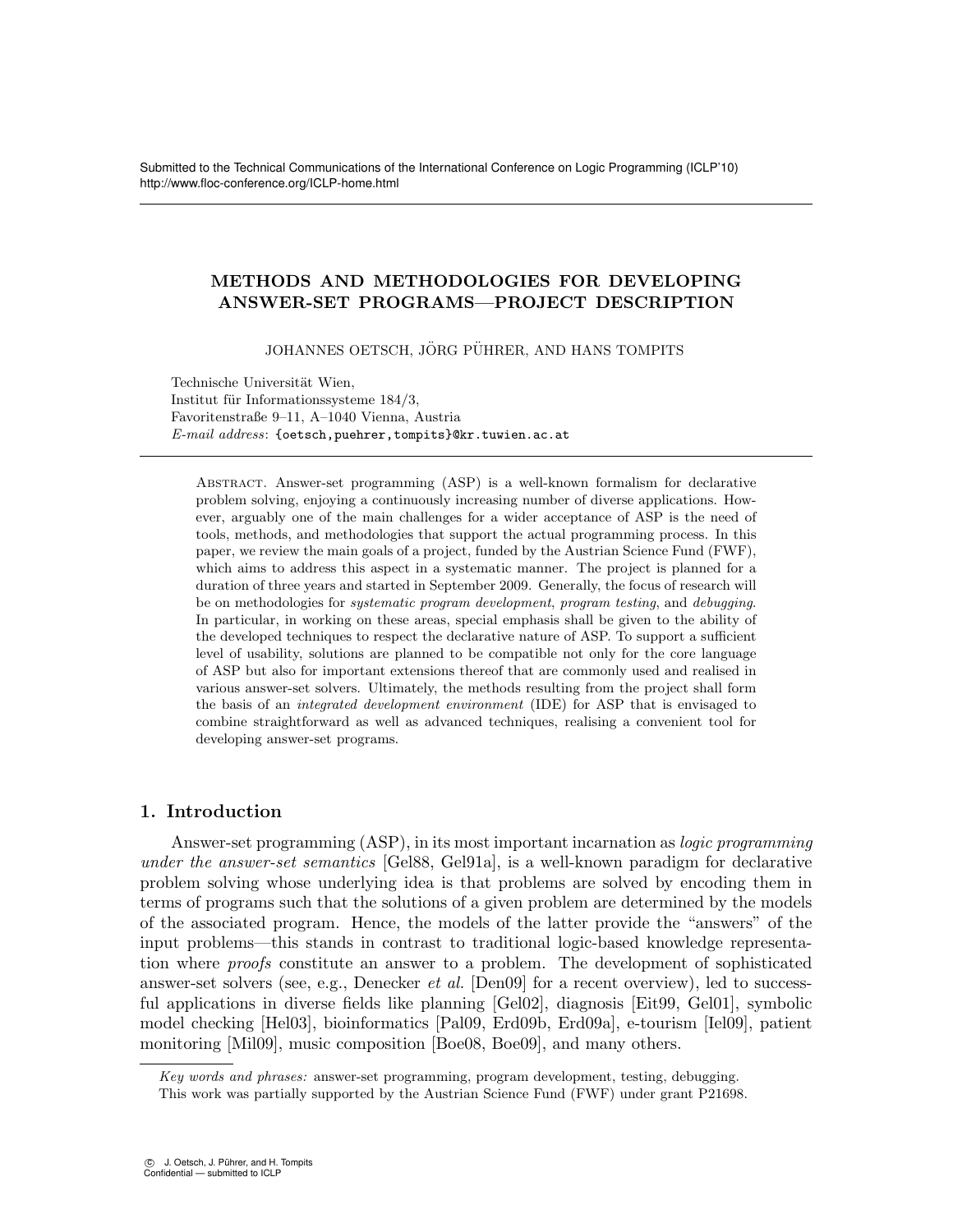Submitted to the Technical Communications of the International Conference on Logic Programming (ICLP'10)
http://www.floc-conference.org/ICLP-home.html

# METHODS AND METHODOLOGIES FOR DEVELOPING ANSWER-SET PROGRAMS—PROJECT DESCRIPTION

JOHANNES OETSCH, JÖRG PÜHRER, AND HANS TOMPITS

Technische Universität Wien,
Institut für Informationssysteme 184/3,
Favoritenstraße 9–11, A–1040 Vienna, Austria
*E-mail address*: {oetsch,puehrer,tompits}@kr.tuwien.ac.at

Abstract. Answer-set programming (ASP) is a well-known formalism for declarative problem solving, enjoying a continuously increasing number of diverse applications. However, arguably one of the main challenges for a wider acceptance of ASP is the need of tools, methods, and methodologies that support the actual programming process. In this paper, we review the main goals of a project, funded by the Austrian Science Fund (FWF), which aims to address this aspect in a systematic manner. The project is planned for a duration of three years and started in September 2009. Generally, the focus of research will be on methodologies for *systematic program development*, *program testing*, and *debugging*. In particular, in working on these areas, special emphasis shall be given to the ability of the developed techniques to respect the declarative nature of ASP. To support a sufficient level of usability, solutions are planned to be compatible not only for the core language of ASP but also for important extensions thereof that are commonly used and realised in various answer-set solvers. Ultimately, the methods resulting from the project shall form the basis of an *integrated development environment* (IDE) for ASP that is envisaged to combine straightforward as well as advanced techniques, realising a convenient tool for developing answer-set programs.

## 1. Introduction

Answer-set programming (ASP), in its most important incarnation as *logic programming under the answer-set semantics* [Gel88, Gel91a], is a well-known paradigm for declarative problem solving whose underlying idea is that problems are solved by encoding them in terms of programs such that the solutions of a given problem are determined by the models of the associated program. Hence, the models of the latter provide the "answers" of the input problems—this stands in contrast to traditional logic-based knowledge representation where *proofs* constitute an answer to a problem. The development of sophisticated answer-set solvers (see, e.g., Denecker *et al.* [Den09] for a recent overview), led to successful applications in diverse fields like planning [Gel02], diagnosis [Eit99, Gel01], symbolic model checking [Hel03], bioinformatics [Pal09, Erd09b, Erd09a], e-tourism [Iel09], patient monitoring [Mil09], music composition [Boe08, Boe09], and many others.

*Key words and phrases:* answer-set programming, program development, testing, debugging.
This work was partially supported by the Austrian Science Fund (FWF) under grant P21698.

© J. Oetsch, J. Pührer, and H. Tompits
Confidential — submitted to ICLP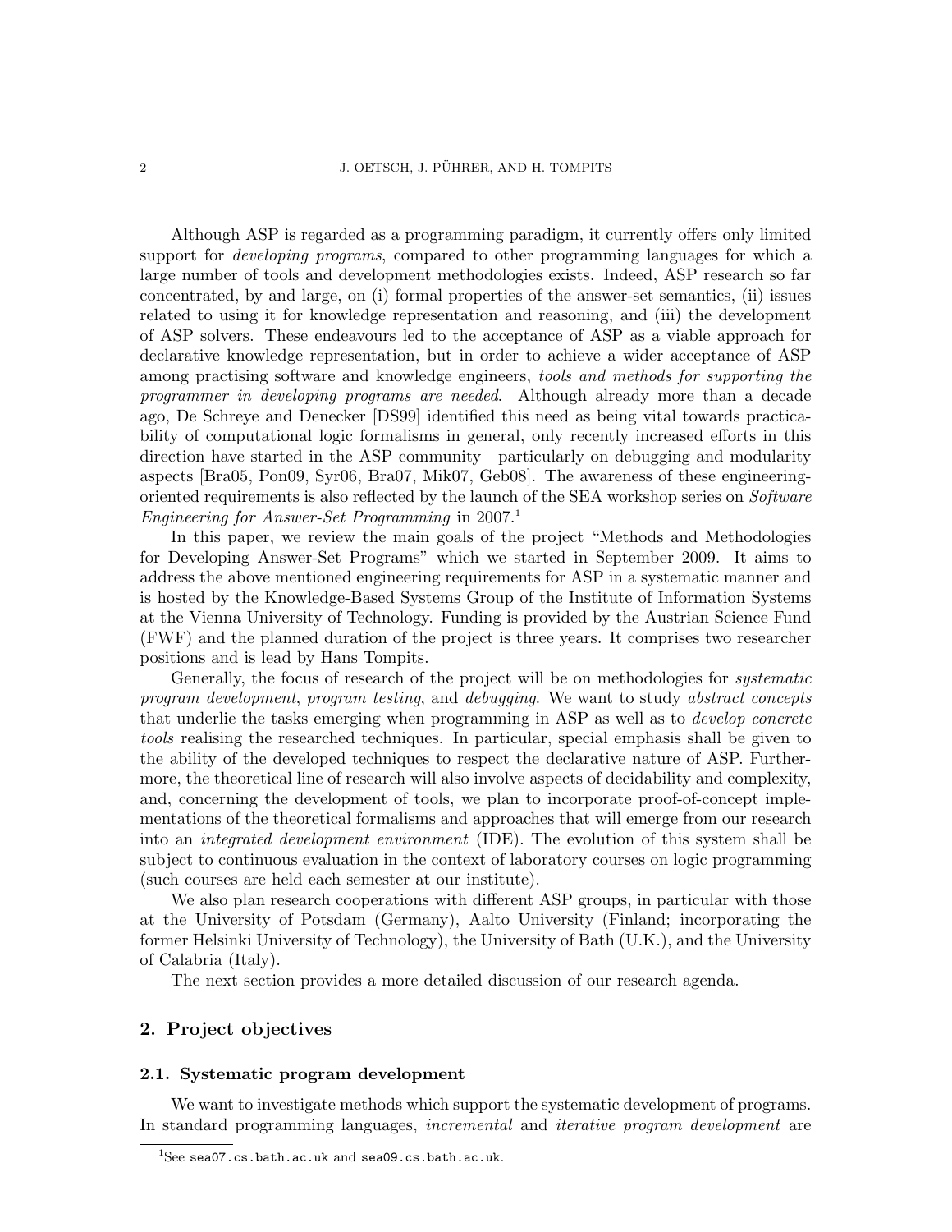Although ASP is regarded as a programming paradigm, it currently offers only limited support for *developing programs*, compared to other programming languages for which a large number of tools and development methodologies exists. Indeed, ASP research so far concentrated, by and large, on (i) formal properties of the answer-set semantics, (ii) issues related to using it for knowledge representation and reasoning, and (iii) the development of ASP solvers. These endeavours led to the acceptance of ASP as a viable approach for declarative knowledge representation, but in order to achieve a wider acceptance of ASP among practising software and knowledge engineers, *tools and methods for supporting the programmer in developing programs are needed*. Although already more than a decade ago, De Schreye and Denecker [DS99] identified this need as being vital towards practicability of computational logic formalisms in general, only recently increased efforts in this direction have started in the ASP community—particularly on debugging and modularity aspects [Bra05, Pon09, Syr06, Bra07, Mik07, Geb08]. The awareness of these engineering-oriented requirements is also reflected by the launch of the SEA workshop series on *Software Engineering for Answer-Set Programming* in 2007.[1]

In this paper, we review the main goals of the project "Methods and Methodologies for Developing Answer-Set Programs" which we started in September 2009. It aims to address the above mentioned engineering requirements for ASP in a systematic manner and is hosted by the Knowledge-Based Systems Group of the Institute of Information Systems at the Vienna University of Technology. Funding is provided by the Austrian Science Fund (FWF) and the planned duration of the project is three years. It comprises two researcher positions and is lead by Hans Tompits.

Generally, the focus of research of the project will be on methodologies for *systematic program development*, *program testing*, and *debugging*. We want to study *abstract concepts* that underlie the tasks emerging when programming in ASP as well as to *develop concrete tools* realising the researched techniques. In particular, special emphasis shall be given to the ability of the developed techniques to respect the declarative nature of ASP. Furthermore, the theoretical line of research will also involve aspects of decidability and complexity, and, concerning the development of tools, we plan to incorporate proof-of-concept implementations of the theoretical formalisms and approaches that will emerge from our research into an *integrated development environment* (IDE). The evolution of this system shall be subject to continuous evaluation in the context of laboratory courses on logic programming (such courses are held each semester at our institute).

We also plan research cooperations with different ASP groups, in particular with those at the University of Potsdam (Germany), Aalto University (Finland; incorporating the former Helsinki University of Technology), the University of Bath (U.K.), and the University of Calabria (Italy).

The next section provides a more detailed discussion of our research agenda.

## 2. Project objectives

### 2.1. Systematic program development

We want to investigate methods which support the systematic development of programs. In standard programming languages, *incremental* and *iterative program development* are

[1] See `sea07.cs.bath.ac.uk` and `sea09.cs.bath.ac.uk`.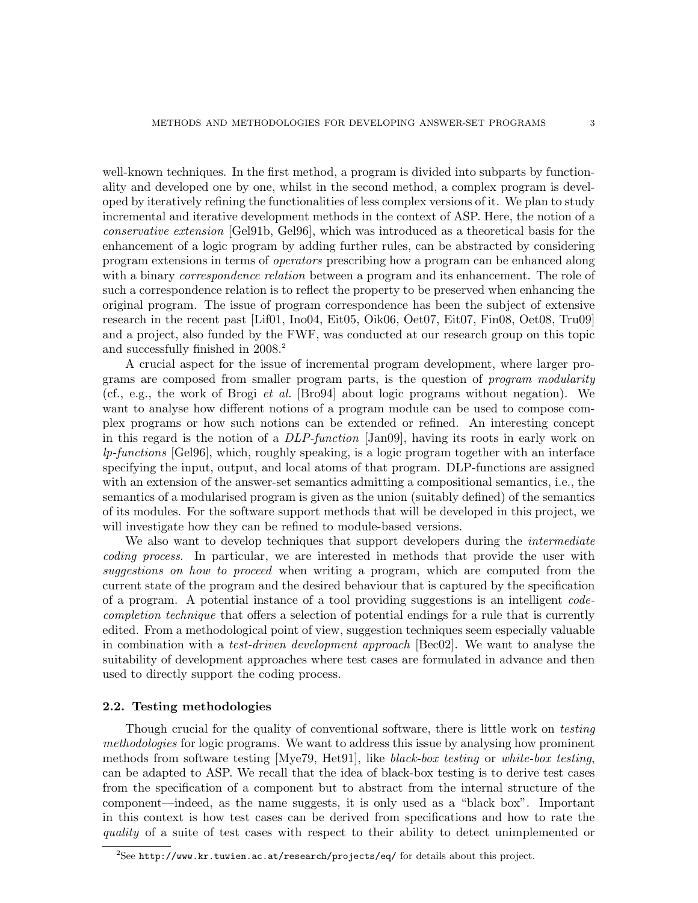well-known techniques. In the first method, a program is divided into subparts by functionality and developed one by one, whilst in the second method, a complex program is developed by iteratively refining the functionalities of less complex versions of it. We plan to study incremental and iterative development methods in the context of ASP. Here, the notion of a *conservative extension* [Gel91b, Gel96], which was introduced as a theoretical basis for the enhancement of a logic program by adding further rules, can be abstracted by considering program extensions in terms of *operators* prescribing how a program can be enhanced along with a binary *correspondence relation* between a program and its enhancement. The role of such a correspondence relation is to reflect the property to be preserved when enhancing the original program. The issue of program correspondence has been the subject of extensive research in the recent past [Lif01, Ino04, Eit05, Oik06, Oet07, Eit07, Fin08, Oet08, Tru09] and a project, also funded by the FWF, was conducted at our research group on this topic and successfully finished in 2008.[2]

A crucial aspect for the issue of incremental program development, where larger programs are composed from smaller program parts, is the question of *program modularity* (cf., e.g., the work of Brogi *et al.* [Bro94] about logic programs without negation). We want to analyse how different notions of a program module can be used to compose complex programs or how such notions can be extended or refined. An interesting concept in this regard is the notion of a *DLP-function* [Jan09], having its roots in early work on *lp-functions* [Gel96], which, roughly speaking, is a logic program together with an interface specifying the input, output, and local atoms of that program. DLP-functions are assigned with an extension of the answer-set semantics admitting a compositional semantics, i.e., the semantics of a modularised program is given as the union (suitably defined) of the semantics of its modules. For the software support methods that will be developed in this project, we will investigate how they can be refined to module-based versions.

We also want to develop techniques that support developers during the *intermediate coding process*. In particular, we are interested in methods that provide the user with *suggestions on how to proceed* when writing a program, which are computed from the current state of the program and the desired behaviour that is captured by the specification of a program. A potential instance of a tool providing suggestions is an intelligent *code-completion technique* that offers a selection of potential endings for a rule that is currently edited. From a methodological point of view, suggestion techniques seem especially valuable in combination with a *test-driven development approach* [Bec02]. We want to analyse the suitability of development approaches where test cases are formulated in advance and then used to directly support the coding process.

### 2.2. Testing methodologies

Though crucial for the quality of conventional software, there is little work on *testing methodologies* for logic programs. We want to address this issue by analysing how prominent methods from software testing [Mye79, Het91], like *black-box testing* or *white-box testing*, can be adapted to ASP. We recall that the idea of black-box testing is to derive test cases from the specification of a component but to abstract from the internal structure of the component—indeed, as the name suggests, it is only used as a "black box". Important in this context is how test cases can be derived from specifications and how to rate the *quality* of a suite of test cases with respect to their ability to detect unimplemented or

[2] See http://www.kr.tuwien.ac.at/research/projects/eq/ for details about this project.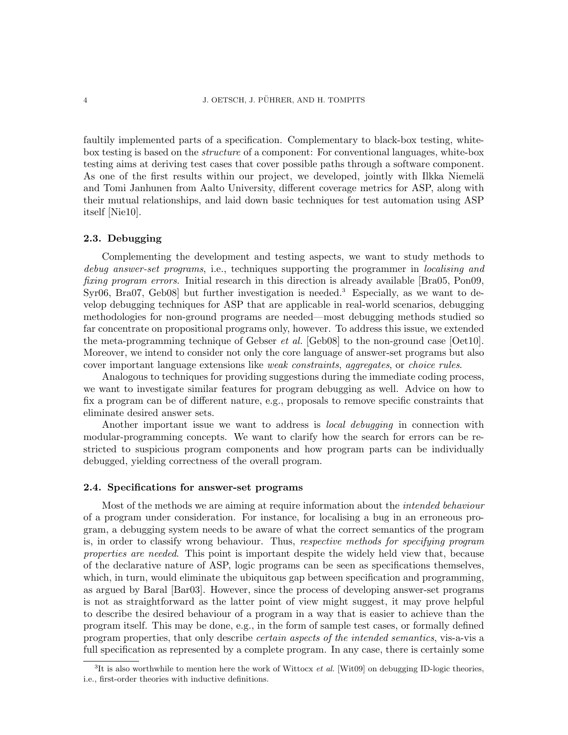faultily implemented parts of a specification. Complementary to black-box testing, white-box testing is based on the *structure* of a component: For conventional languages, white-box testing aims at deriving test cases that cover possible paths through a software component. As one of the first results within our project, we developed, jointly with Ilkka Niemelä and Tomi Janhunen from Aalto University, different coverage metrics for ASP, along with their mutual relationships, and laid down basic techniques for test automation using ASP itself [Nie10].

### 2.3. Debugging

Complementing the development and testing aspects, we want to study methods to *debug answer-set programs*, i.e., techniques supporting the programmer in *localising and fixing program errors*. Initial research in this direction is already available [Bra05, Pon09, Syr06, Bra07, Geb08] but further investigation is needed.[3] Especially, as we want to develop debugging techniques for ASP that are applicable in real-world scenarios, debugging methodologies for non-ground programs are needed—most debugging methods studied so far concentrate on propositional programs only, however. To address this issue, we extended the meta-programming technique of Gebser *et al.* [Geb08] to the non-ground case [Oet10]. Moreover, we intend to consider not only the core language of answer-set programs but also cover important language extensions like *weak constraints*, *aggregates*, or *choice rules*.

Analogous to techniques for providing suggestions during the immediate coding process, we want to investigate similar features for program debugging as well. Advice on how to fix a program can be of different nature, e.g., proposals to remove specific constraints that eliminate desired answer sets.

Another important issue we want to address is *local debugging* in connection with modular-programming concepts. We want to clarify how the search for errors can be restricted to suspicious program components and how program parts can be individually debugged, yielding correctness of the overall program.

### 2.4. Specifications for answer-set programs

Most of the methods we are aiming at require information about the *intended behaviour* of a program under consideration. For instance, for localising a bug in an erroneous program, a debugging system needs to be aware of what the correct semantics of the program is, in order to classify wrong behaviour. Thus, *respective methods for specifying program properties are needed*. This point is important despite the widely held view that, because of the declarative nature of ASP, logic programs can be seen as specifications themselves, which, in turn, would eliminate the ubiquitous gap between specification and programming, as argued by Baral [Bar03]. However, since the process of developing answer-set programs is not as straightforward as the latter point of view might suggest, it may prove helpful to describe the desired behaviour of a program in a way that is easier to achieve than the program itself. This may be done, e.g., in the form of sample test cases, or formally defined program properties, that only describe *certain aspects of the intended semantics*, vis-a-vis a full specification as represented by a complete program. In any case, there is certainly some

[3] It is also worthwhile to mention here the work of Wittocx *et al.* [Wit09] on debugging ID-logic theories, i.e., first-order theories with inductive definitions.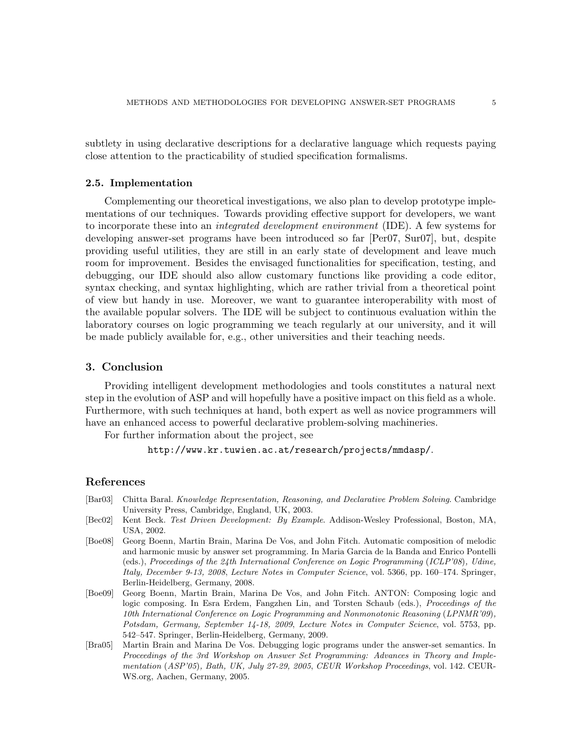subtlety in using declarative descriptions for a declarative language which requests paying close attention to the practicability of studied specification formalisms.

### 2.5. Implementation

Complementing our theoretical investigations, we also plan to develop prototype implementations of our techniques. Towards providing effective support for developers, we want to incorporate these into an *integrated development environment* (IDE). A few systems for developing answer-set programs have been introduced so far [Per07, Sur07], but, despite providing useful utilities, they are still in an early state of development and leave much room for improvement. Besides the envisaged functionalities for specification, testing, and debugging, our IDE should also allow customary functions like providing a code editor, syntax checking, and syntax highlighting, which are rather trivial from a theoretical point of view but handy in use. Moreover, we want to guarantee interoperability with most of the available popular solvers. The IDE will be subject to continuous evaluation within the laboratory courses on logic programming we teach regularly at our university, and it will be made publicly available for, e.g., other universities and their teaching needs.

## 3. Conclusion

Providing intelligent development methodologies and tools constitutes a natural next step in the evolution of ASP and will hopefully have a positive impact on this field as a whole. Furthermore, with such techniques at hand, both expert as well as novice programmers will have an enhanced access to powerful declarative problem-solving machineries.

For further information about the project, see

`http://www.kr.tuwien.ac.at/research/projects/mmdasp/`.

## References

- [Bar03] Chitta Baral. *Knowledge Representation, Reasoning, and Declarative Problem Solving*. Cambridge University Press, Cambridge, England, UK, 2003.
- [Bec02] Kent Beck. *Test Driven Development: By Example*. Addison-Wesley Professional, Boston, MA, USA, 2002.
- [Boe08] Georg Boenn, Martin Brain, Marina De Vos, and John Fitch. Automatic composition of melodic and harmonic music by answer set programming. In Maria Garcia de la Banda and Enrico Pontelli (eds.), *Proceedings of the 24th International Conference on Logic Programming (ICLP'08), Udine, Italy, December 9-13, 2008*, *Lecture Notes in Computer Science*, vol. 5366, pp. 160–174. Springer, Berlin-Heidelberg, Germany, 2008.
- [Boe09] Georg Boenn, Martin Brain, Marina De Vos, and John Fitch. ANTON: Composing logic and logic composing. In Esra Erdem, Fangzhen Lin, and Torsten Schaub (eds.), *Proceedings of the 10th International Conference on Logic Programming and Nonmonotonic Reasoning (LPNMR'09), Potsdam, Germany, September 14-18, 2009*, *Lecture Notes in Computer Science*, vol. 5753, pp. 542–547. Springer, Berlin-Heidelberg, Germany, 2009.
- [Bra05] Martin Brain and Marina De Vos. Debugging logic programs under the answer-set semantics. In *Proceedings of the 3rd Workshop on Answer Set Programming: Advances in Theory and Implementation (ASP'05), Bath, UK, July 27-29, 2005*, *CEUR Workshop Proceedings*, vol. 142. CEUR-WS.org, Aachen, Germany, 2005.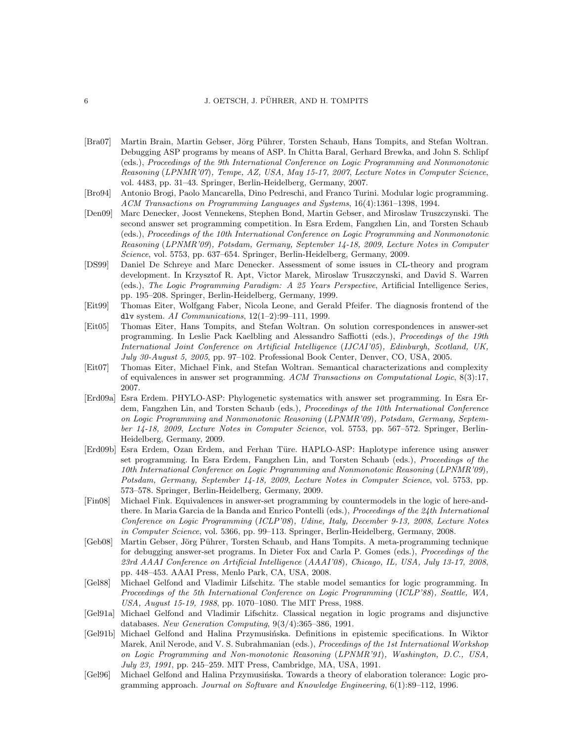- [Bra07] Martin Brain, Martin Gebser, Jörg Pührer, Torsten Schaub, Hans Tompits, and Stefan Woltran. Debugging ASP programs by means of ASP. In Chitta Baral, Gerhard Brewka, and John S. Schlipf (eds.), *Proceedings of the 9th International Conference on Logic Programming and Nonmonotonic Reasoning (LPNMR'07), Tempe, AZ, USA, May 15-17, 2007*, *Lecture Notes in Computer Science*, vol. 4483, pp. 31–43. Springer, Berlin-Heidelberg, Germany, 2007.
- [Bro94] Antonio Brogi, Paolo Mancarella, Dino Pedreschi, and Franco Turini. Modular logic programming. *ACM Transactions on Programming Languages and Systems*, 16(4):1361–1398, 1994.
- [Den09] Marc Denecker, Joost Vennekens, Stephen Bond, Martin Gebser, and Miroslaw Truszczynski. The second answer set programming competition. In Esra Erdem, Fangzhen Lin, and Torsten Schaub (eds.), *Proceedings of the 10th International Conference on Logic Programming and Nonmonotonic Reasoning (LPNMR'09), Potsdam, Germany, September 14-18, 2009*, *Lecture Notes in Computer Science*, vol. 5753, pp. 637–654. Springer, Berlin-Heidelberg, Germany, 2009.
- [DS99] Daniel De Schreye and Marc Denecker. Assessment of some issues in CL-theory and program development. In Krzysztof R. Apt, Victor Marek, Miroslaw Truszczynski, and David S. Warren (eds.), *The Logic Programming Paradigm: A 25 Years Perspective*, Artificial Intelligence Series, pp. 195–208. Springer, Berlin-Heidelberg, Germany, 1999.
- [Eit99] Thomas Eiter, Wolfgang Faber, Nicola Leone, and Gerald Pfeifer. The diagnosis frontend of the dlv system. *AI Communications*, 12(1–2):99–111, 1999.
- [Eit05] Thomas Eiter, Hans Tompits, and Stefan Woltran. On solution correspondences in answer-set programming. In Leslie Pack Kaelbling and Alessandro Saffiotti (eds.), *Proceedings of the 19th International Joint Conference on Artificial Intelligence (IJCAI'05), Edinburgh, Scotland, UK, July 30-August 5, 2005*, pp. 97–102. Professional Book Center, Denver, CO, USA, 2005.
- [Eit07] Thomas Eiter, Michael Fink, and Stefan Woltran. Semantical characterizations and complexity of equivalences in answer set programming. *ACM Transactions on Computational Logic*, 8(3):17, 2007.
- [Erd09a] Esra Erdem. PHYLO-ASP: Phylogenetic systematics with answer set programming. In Esra Erdem, Fangzhen Lin, and Torsten Schaub (eds.), *Proceedings of the 10th International Conference on Logic Programming and Nonmonotonic Reasoning (LPNMR'09), Potsdam, Germany, September 14-18, 2009*, *Lecture Notes in Computer Science*, vol. 5753, pp. 567–572. Springer, Berlin-Heidelberg, Germany, 2009.
- [Erd09b] Esra Erdem, Ozan Erdem, and Ferhan Türe. HAPLO-ASP: Haplotype inference using answer set programming. In Esra Erdem, Fangzhen Lin, and Torsten Schaub (eds.), *Proceedings of the 10th International Conference on Logic Programming and Nonmonotonic Reasoning (LPNMR'09), Potsdam, Germany, September 14-18, 2009*, *Lecture Notes in Computer Science*, vol. 5753, pp. 573–578. Springer, Berlin-Heidelberg, Germany, 2009.
- [Fin08] Michael Fink. Equivalences in answer-set programming by countermodels in the logic of here-and-there. In Maria Garcia de la Banda and Enrico Pontelli (eds.), *Proceedings of the 24th International Conference on Logic Programming (ICLP'08), Udine, Italy, December 9-13, 2008*, *Lecture Notes in Computer Science*, vol. 5366, pp. 99–113. Springer, Berlin-Heidelberg, Germany, 2008.
- [Geb08] Martin Gebser, Jörg Pührer, Torsten Schaub, and Hans Tompits. A meta-programming technique for debugging answer-set programs. In Dieter Fox and Carla P. Gomes (eds.), *Proceedings of the 23rd AAAI Conference on Artificial Intelligence (AAAI'08), Chicago, IL, USA, July 13-17, 2008*, pp. 448–453. AAAI Press, Menlo Park, CA, USA, 2008.
- [Gel88] Michael Gelfond and Vladimir Lifschitz. The stable model semantics for logic programming. In *Proceedings of the 5th International Conference on Logic Programming (ICLP'88), Seattle, WA, USA, August 15-19, 1988*, pp. 1070–1080. The MIT Press, 1988.
- [Gel91a] Michael Gelfond and Vladimir Lifschitz. Classical negation in logic programs and disjunctive databases. *New Generation Computing*, 9(3/4):365–386, 1991.
- [Gel91b] Michael Gelfond and Halina Przymusińska. Definitions in epistemic specifications. In Wiktor Marek, Anil Nerode, and V. S. Subrahmanian (eds.), *Proceedings of the 1st International Workshop on Logic Programming and Non-monotonic Reasoning (LPNMR'91), Washington, D.C., USA, July 23, 1991*, pp. 245–259. MIT Press, Cambridge, MA, USA, 1991.
- [Gel96] Michael Gelfond and Halina Przymusińska. Towards a theory of elaboration tolerance: Logic programming approach. *Journal on Software and Knowledge Engineering*, 6(1):89–112, 1996.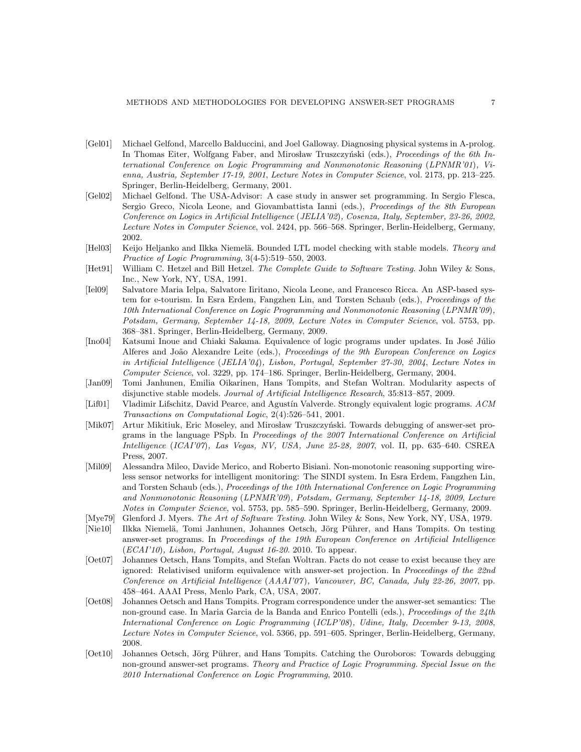[Gel01] Michael Gelfond, Marcello Balduccini, and Joel Galloway. Diagnosing physical systems in A-prolog. In Thomas Eiter, Wolfgang Faber, and Mirosław Truszczyński (eds.), *Proceedings of the 6th International Conference on Logic Programming and Nonmonotonic Reasoning (LPNMR'01), Vienna, Austria, September 17-19, 2001*, *Lecture Notes in Computer Science*, vol. 2173, pp. 213–225. Springer, Berlin-Heidelberg, Germany, 2001.

[Gel02] Michael Gelfond. The USA-Advisor: A case study in answer set programming. In Sergio Flesca, Sergio Greco, Nicola Leone, and Giovambattista Ianni (eds.), *Proceedings of the 8th European Conference on Logics in Artificial Intelligence (JELIA'02), Cosenza, Italy, September, 23-26, 2002*, *Lecture Notes in Computer Science*, vol. 2424, pp. 566–568. Springer, Berlin-Heidelberg, Germany, 2002.

[Hel03] Keijo Heljanko and Ilkka Niemelä. Bounded LTL model checking with stable models. *Theory and Practice of Logic Programming*, 3(4-5):519–550, 2003.

[Het91] William C. Hetzel and Bill Hetzel. *The Complete Guide to Software Testing*. John Wiley & Sons, Inc., New York, NY, USA, 1991.

[Iel09] Salvatore Maria Ielpa, Salvatore Iiritano, Nicola Leone, and Francesco Ricca. An ASP-based system for e-tourism. In Esra Erdem, Fangzhen Lin, and Torsten Schaub (eds.), *Proceedings of the 10th International Conference on Logic Programming and Nonmonotonic Reasoning (LPNMR'09), Potsdam, Germany, September 14-18, 2009*, *Lecture Notes in Computer Science*, vol. 5753, pp. 368–381. Springer, Berlin-Heidelberg, Germany, 2009.

[Ino04] Katsumi Inoue and Chiaki Sakama. Equivalence of logic programs under updates. In José Júlio Alferes and João Alexandre Leite (eds.), *Proceedings of the 9th European Conference on Logics in Artificial Intelligence (JELIA'04), Lisbon, Portugal, September 27-30, 2004*, *Lecture Notes in Computer Science*, vol. 3229, pp. 174–186. Springer, Berlin-Heidelberg, Germany, 2004.

[Jan09] Tomi Janhunen, Emilia Oikarinen, Hans Tompits, and Stefan Woltran. Modularity aspects of disjunctive stable models. *Journal of Artificial Intelligence Research*, 35:813–857, 2009.

[Lif01] Vladimir Lifschitz, David Pearce, and Agustín Valverde. Strongly equivalent logic programs. *ACM Transactions on Computational Logic*, 2(4):526–541, 2001.

[Mik07] Artur Mikitiuk, Eric Moseley, and Mirosław Truszczyński. Towards debugging of answer-set programs in the language PSpb. In *Proceedings of the 2007 International Conference on Artificial Intelligence (ICAI'07), Las Vegas, NV, USA, June 25-28, 2007*, vol. II, pp. 635–640. CSREA Press, 2007.

[Mil09] Alessandra Mileo, Davide Merico, and Roberto Bisiani. Non-monotonic reasoning supporting wireless sensor networks for intelligent monitoring: The SINDI system. In Esra Erdem, Fangzhen Lin, and Torsten Schaub (eds.), *Proceedings of the 10th International Conference on Logic Programming and Nonmonotonic Reasoning (LPNMR'09), Potsdam, Germany, September 14-18, 2009*, *Lecture Notes in Computer Science*, vol. 5753, pp. 585–590. Springer, Berlin-Heidelberg, Germany, 2009.

[Mye79] Glenford J. Myers. *The Art of Software Testing*. John Wiley & Sons, New York, NY, USA, 1979.

[Nie10] Ilkka Niemelä, Tomi Janhunen, Johannes Oetsch, Jörg Pührer, and Hans Tompits. On testing answer-set programs. In *Proceedings of the 19th European Conference on Artificial Intelligence (ECAI'10), Lisbon, Portugal, August 16-20*. 2010. To appear.

[Oet07] Johannes Oetsch, Hans Tompits, and Stefan Woltran. Facts do not cease to exist because they are ignored: Relativised uniform equivalence with answer-set projection. In *Proceedings of the 22nd Conference on Artificial Intelligence (AAAI'07), Vancouver, BC, Canada, July 22-26, 2007*, pp. 458–464. AAAI Press, Menlo Park, CA, USA, 2007.

[Oet08] Johannes Oetsch and Hans Tompits. Program correspondence under the answer-set semantics: The non-ground case. In Maria Garcia de la Banda and Enrico Pontelli (eds.), *Proceedings of the 24th International Conference on Logic Programming (ICLP'08), Udine, Italy, December 9-13, 2008*, *Lecture Notes in Computer Science*, vol. 5366, pp. 591–605. Springer, Berlin-Heidelberg, Germany, 2008.

[Oet10] Johannes Oetsch, Jörg Pührer, and Hans Tompits. Catching the Ouroboros: Towards debugging non-ground answer-set programs. *Theory and Practice of Logic Programming. Special Issue on the 2010 International Conference on Logic Programming*, 2010.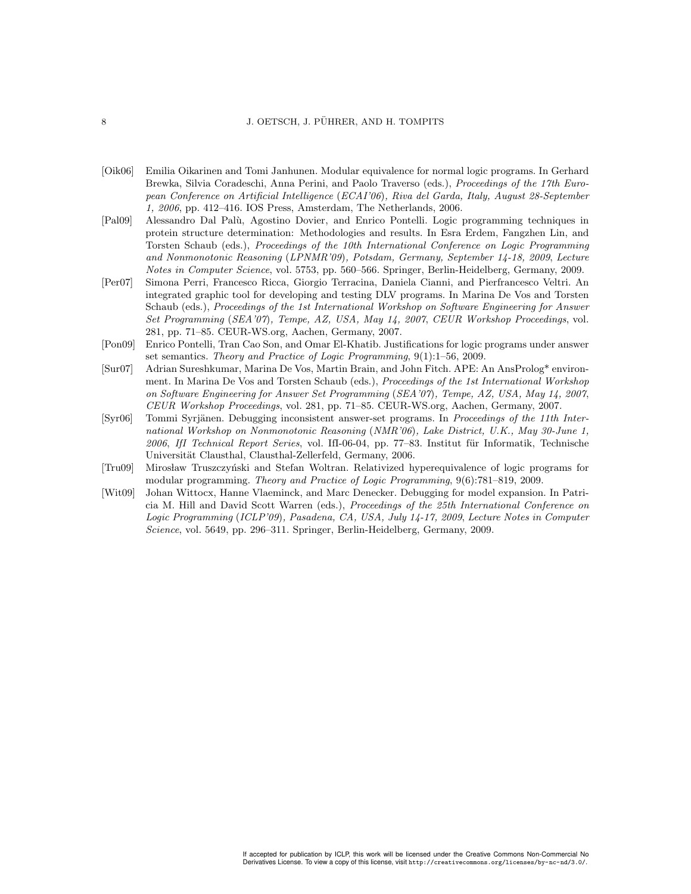- [Oik06] Emilia Oikarinen and Tomi Janhunen. Modular equivalence for normal logic programs. In Gerhard Brewka, Silvia Coradeschi, Anna Perini, and Paolo Traverso (eds.), *Proceedings of the 17th European Conference on Artificial Intelligence* (*ECAI'06*)*, Riva del Garda, Italy, August 28-September 1, 2006*, pp. 412–416. IOS Press, Amsterdam, The Netherlands, 2006.
- [Pal09] Alessandro Dal Palù, Agostino Dovier, and Enrico Pontelli. Logic programming techniques in protein structure determination: Methodologies and results. In Esra Erdem, Fangzhen Lin, and Torsten Schaub (eds.), *Proceedings of the 10th International Conference on Logic Programming and Nonmonotonic Reasoning* (*LPNMR'09*)*, Potsdam, Germany, September 14-18, 2009*, *Lecture Notes in Computer Science*, vol. 5753, pp. 560–566. Springer, Berlin-Heidelberg, Germany, 2009.
- [Per07] Simona Perri, Francesco Ricca, Giorgio Terracina, Daniela Cianni, and Pierfrancesco Veltri. An integrated graphic tool for developing and testing DLV programs. In Marina De Vos and Torsten Schaub (eds.), *Proceedings of the 1st International Workshop on Software Engineering for Answer Set Programming* (*SEA'07*)*, Tempe, AZ, USA, May 14, 2007*, *CEUR Workshop Proceedings*, vol. 281, pp. 71–85. CEUR-WS.org, Aachen, Germany, 2007.
- [Pon09] Enrico Pontelli, Tran Cao Son, and Omar El-Khatib. Justifications for logic programs under answer set semantics. *Theory and Practice of Logic Programming*, 9(1):1–56, 2009.
- [Sur07] Adrian Sureshkumar, Marina De Vos, Martin Brain, and John Fitch. APE: An AnsProlog* environment. In Marina De Vos and Torsten Schaub (eds.), *Proceedings of the 1st International Workshop on Software Engineering for Answer Set Programming* (*SEA'07*)*, Tempe, AZ, USA, May 14, 2007*, *CEUR Workshop Proceedings*, vol. 281, pp. 71–85. CEUR-WS.org, Aachen, Germany, 2007.
- [Syr06] Tommi Syrjänen. Debugging inconsistent answer-set programs. In *Proceedings of the 11th International Workshop on Nonmonotonic Reasoning* (*NMR'06*)*, Lake District, U.K., May 30-June 1, 2006*, *IfI Technical Report Series*, vol. IfI-06-04, pp. 77–83. Institut für Informatik, Technische Universität Clausthal, Clausthal-Zellerfeld, Germany, 2006.
- [Tru09] Mirosław Truszczyński and Stefan Woltran. Relativized hyperequivalence of logic programs for modular programming. *Theory and Practice of Logic Programming*, 9(6):781–819, 2009.
- [Wit09] Johan Wittocx, Hanne Vlaeminck, and Marc Denecker. Debugging for model expansion. In Patricia M. Hill and David Scott Warren (eds.), *Proceedings of the 25th International Conference on Logic Programming* (*ICLP'09*)*, Pasadena, CA, USA, July 14-17, 2009*, *Lecture Notes in Computer Science*, vol. 5649, pp. 296–311. Springer, Berlin-Heidelberg, Germany, 2009.

If accepted for publication by ICLP, this work will be licensed under the Creative Commons Non-Commercial No Derivatives License. To view a copy of this license, visit http://creativecommons.org/licenses/by-nc-nd/3.0/.